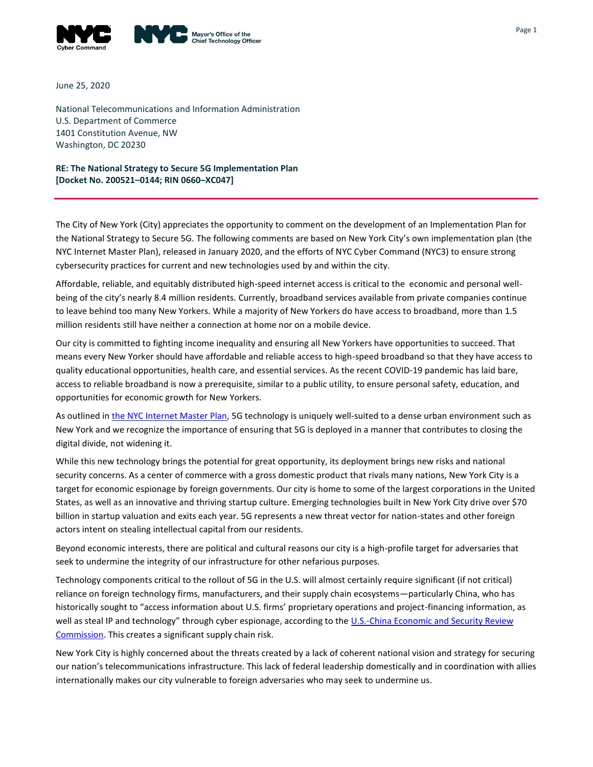June 25, 2020

National Telecommunications and Information Administration
U.S. Department of Commerce
1401 Constitution Avenue, NW
Washington, DC 20230

**RE: The National Strategy to Secure 5G Implementation Plan**
**[Docket No. 200521–0144; RIN 0660–XC047]**

---

The City of New York (City) appreciates the opportunity to comment on the development of an Implementation Plan for the National Strategy to Secure 5G. The following comments are based on New York City's own implementation plan (the NYC Internet Master Plan), released in January 2020, and the efforts of NYC Cyber Command (NYC3) to ensure strong cybersecurity practices for current and new technologies used by and within the city.

Affordable, reliable, and equitably distributed high-speed internet access is critical to the economic and personal well-being of the city's nearly 8.4 million residents. Currently, broadband services available from private companies continue to leave behind too many New Yorkers. While a majority of New Yorkers do have access to broadband, more than 1.5 million residents still have neither a connection at home nor on a mobile device.

Our city is committed to fighting income inequality and ensuring all New Yorkers have opportunities to succeed. That means every New Yorker should have affordable and reliable access to high-speed broadband so that they have access to quality educational opportunities, health care, and essential services. As the recent COVID-19 pandemic has laid bare, access to reliable broadband is now a prerequisite, similar to a public utility, to ensure personal safety, education, and opportunities for economic growth for New Yorkers.

As outlined in the NYC Internet Master Plan, 5G technology is uniquely well-suited to a dense urban environment such as New York and we recognize the importance of ensuring that 5G is deployed in a manner that contributes to closing the digital divide, not widening it.

While this new technology brings the potential for great opportunity, its deployment brings new risks and national security concerns. As a center of commerce with a gross domestic product that rivals many nations, New York City is a target for economic espionage by foreign governments. Our city is home to some of the largest corporations in the United States, as well as an innovative and thriving startup culture. Emerging technologies built in New York City drive over $70 billion in startup valuation and exits each year. 5G represents a new threat vector for nation-states and other foreign actors intent on stealing intellectual capital from our residents.

Beyond economic interests, there are political and cultural reasons our city is a high-profile target for adversaries that seek to undermine the integrity of our infrastructure for other nefarious purposes.

Technology components critical to the rollout of 5G in the U.S. will almost certainly require significant (if not critical) reliance on foreign technology firms, manufacturers, and their supply chain ecosystems—particularly China, who has historically sought to "access information about U.S. firms' proprietary operations and project-financing information, as well as steal IP and technology" through cyber espionage, according to the U.S.-China Economic and Security Review Commission. This creates a significant supply chain risk.

New York City is highly concerned about the threats created by a lack of coherent national vision and strategy for securing our nation's telecommunications infrastructure. This lack of federal leadership domestically and in coordination with allies internationally makes our city vulnerable to foreign adversaries who may seek to undermine us.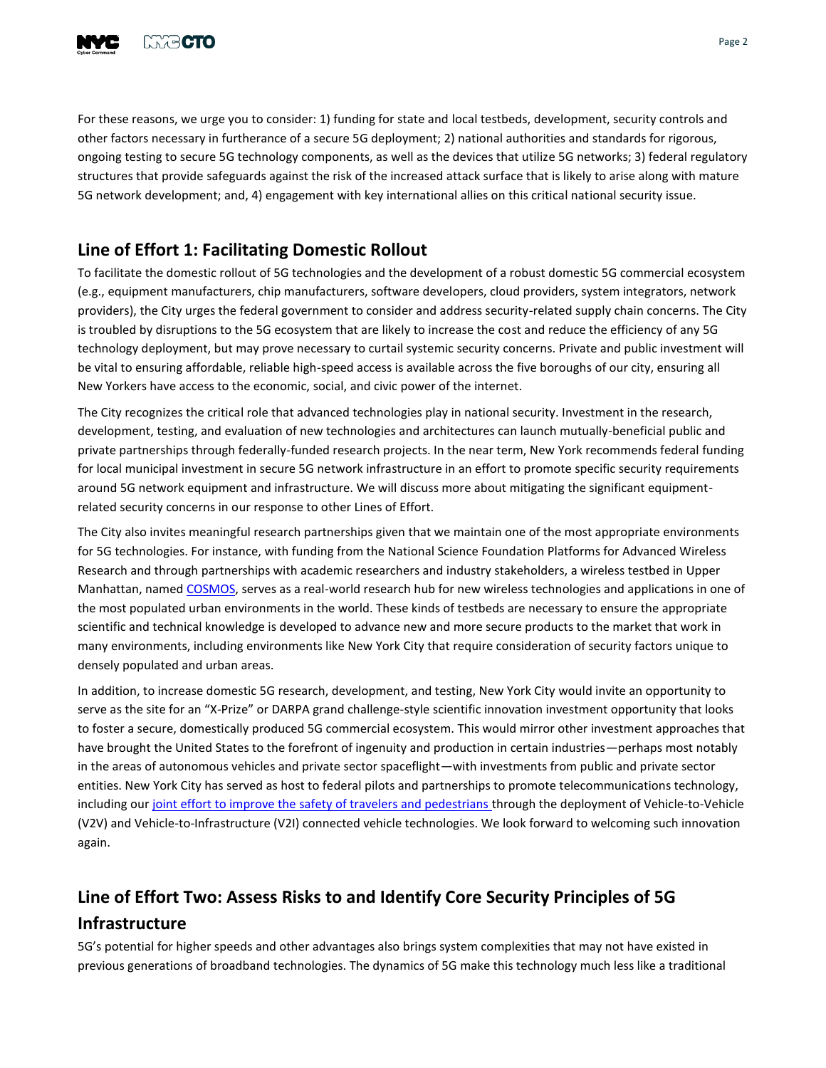For these reasons, we urge you to consider: 1) funding for state and local testbeds, development, security controls and other factors necessary in furtherance of a secure 5G deployment; 2) national authorities and standards for rigorous, ongoing testing to secure 5G technology components, as well as the devices that utilize 5G networks; 3) federal regulatory structures that provide safeguards against the risk of the increased attack surface that is likely to arise along with mature 5G network development; and, 4) engagement with key international allies on this critical national security issue.

## Line of Effort 1: Facilitating Domestic Rollout

To facilitate the domestic rollout of 5G technologies and the development of a robust domestic 5G commercial ecosystem (e.g., equipment manufacturers, chip manufacturers, software developers, cloud providers, system integrators, network providers), the City urges the federal government to consider and address security-related supply chain concerns. The City is troubled by disruptions to the 5G ecosystem that are likely to increase the cost and reduce the efficiency of any 5G technology deployment, but may prove necessary to curtail systemic security concerns. Private and public investment will be vital to ensuring affordable, reliable high-speed access is available across the five boroughs of our city, ensuring all New Yorkers have access to the economic, social, and civic power of the internet.

The City recognizes the critical role that advanced technologies play in national security. Investment in the research, development, testing, and evaluation of new technologies and architectures can launch mutually-beneficial public and private partnerships through federally-funded research projects. In the near term, New York recommends federal funding for local municipal investment in secure 5G network infrastructure in an effort to promote specific security requirements around 5G network equipment and infrastructure. We will discuss more about mitigating the significant equipment-related security concerns in our response to other Lines of Effort.

The City also invites meaningful research partnerships given that we maintain one of the most appropriate environments for 5G technologies. For instance, with funding from the National Science Foundation Platforms for Advanced Wireless Research and through partnerships with academic researchers and industry stakeholders, a wireless testbed in Upper Manhattan, named COSMOS, serves as a real-world research hub for new wireless technologies and applications in one of the most populated urban environments in the world. These kinds of testbeds are necessary to ensure the appropriate scientific and technical knowledge is developed to advance new and more secure products to the market that work in many environments, including environments like New York City that require consideration of security factors unique to densely populated and urban areas.

In addition, to increase domestic 5G research, development, and testing, New York City would invite an opportunity to serve as the site for an "X-Prize" or DARPA grand challenge-style scientific innovation investment opportunity that looks to foster a secure, domestically produced 5G commercial ecosystem. This would mirror other investment approaches that have brought the United States to the forefront of ingenuity and production in certain industries—perhaps most notably in the areas of autonomous vehicles and private sector spaceflight—with investments from public and private sector entities. New York City has served as host to federal pilots and partnerships to promote telecommunications technology, including our joint effort to improve the safety of travelers and pedestrians through the deployment of Vehicle-to-Vehicle (V2V) and Vehicle-to-Infrastructure (V2I) connected vehicle technologies. We look forward to welcoming such innovation again.

## Line of Effort Two: Assess Risks to and Identify Core Security Principles of 5G Infrastructure

5G's potential for higher speeds and other advantages also brings system complexities that may not have existed in previous generations of broadband technologies. The dynamics of 5G make this technology much less like a traditional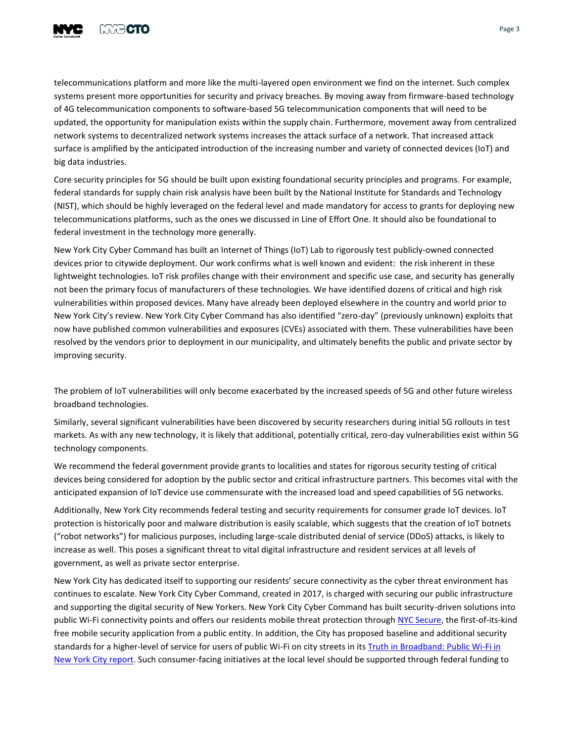telecommunications platform and more like the multi-layered open environment we find on the internet. Such complex systems present more opportunities for security and privacy breaches. By moving away from firmware-based technology of 4G telecommunication components to software-based 5G telecommunication components that will need to be updated, the opportunity for manipulation exists within the supply chain. Furthermore, movement away from centralized network systems to decentralized network systems increases the attack surface of a network. That increased attack surface is amplified by the anticipated introduction of the increasing number and variety of connected devices (IoT) and big data industries.

Core security principles for 5G should be built upon existing foundational security principles and programs. For example, federal standards for supply chain risk analysis have been built by the National Institute for Standards and Technology (NIST), which should be highly leveraged on the federal level and made mandatory for access to grants for deploying new telecommunications platforms, such as the ones we discussed in Line of Effort One. It should also be foundational to federal investment in the technology more generally.

New York City Cyber Command has built an Internet of Things (IoT) Lab to rigorously test publicly-owned connected devices prior to citywide deployment. Our work confirms what is well known and evident: the risk inherent in these lightweight technologies. IoT risk profiles change with their environment and specific use case, and security has generally not been the primary focus of manufacturers of these technologies. We have identified dozens of critical and high risk vulnerabilities within proposed devices. Many have already been deployed elsewhere in the country and world prior to New York City's review. New York City Cyber Command has also identified "zero-day" (previously unknown) exploits that now have published common vulnerabilities and exposures (CVEs) associated with them. These vulnerabilities have been resolved by the vendors prior to deployment in our municipality, and ultimately benefits the public and private sector by improving security.

The problem of IoT vulnerabilities will only become exacerbated by the increased speeds of 5G and other future wireless broadband technologies.

Similarly, several significant vulnerabilities have been discovered by security researchers during initial 5G rollouts in test markets. As with any new technology, it is likely that additional, potentially critical, zero-day vulnerabilities exist within 5G technology components.

We recommend the federal government provide grants to localities and states for rigorous security testing of critical devices being considered for adoption by the public sector and critical infrastructure partners. This becomes vital with the anticipated expansion of IoT device use commensurate with the increased load and speed capabilities of 5G networks.

Additionally, New York City recommends federal testing and security requirements for consumer grade IoT devices. IoT protection is historically poor and malware distribution is easily scalable, which suggests that the creation of IoT botnets ("robot networks") for malicious purposes, including large-scale distributed denial of service (DDoS) attacks, is likely to increase as well. This poses a significant threat to vital digital infrastructure and resident services at all levels of government, as well as private sector enterprise.

New York City has dedicated itself to supporting our residents' secure connectivity as the cyber threat environment has continues to escalate. New York City Cyber Command, created in 2017, is charged with securing our public infrastructure and supporting the digital security of New Yorkers. New York City Cyber Command has built security-driven solutions into public Wi-Fi connectivity points and offers our residents mobile threat protection through NYC Secure, the first-of-its-kind free mobile security application from a public entity. In addition, the City has proposed baseline and additional security standards for a higher-level of service for users of public Wi-Fi on city streets in its Truth in Broadband: Public Wi-Fi in New York City report. Such consumer-facing initiatives at the local level should be supported through federal funding to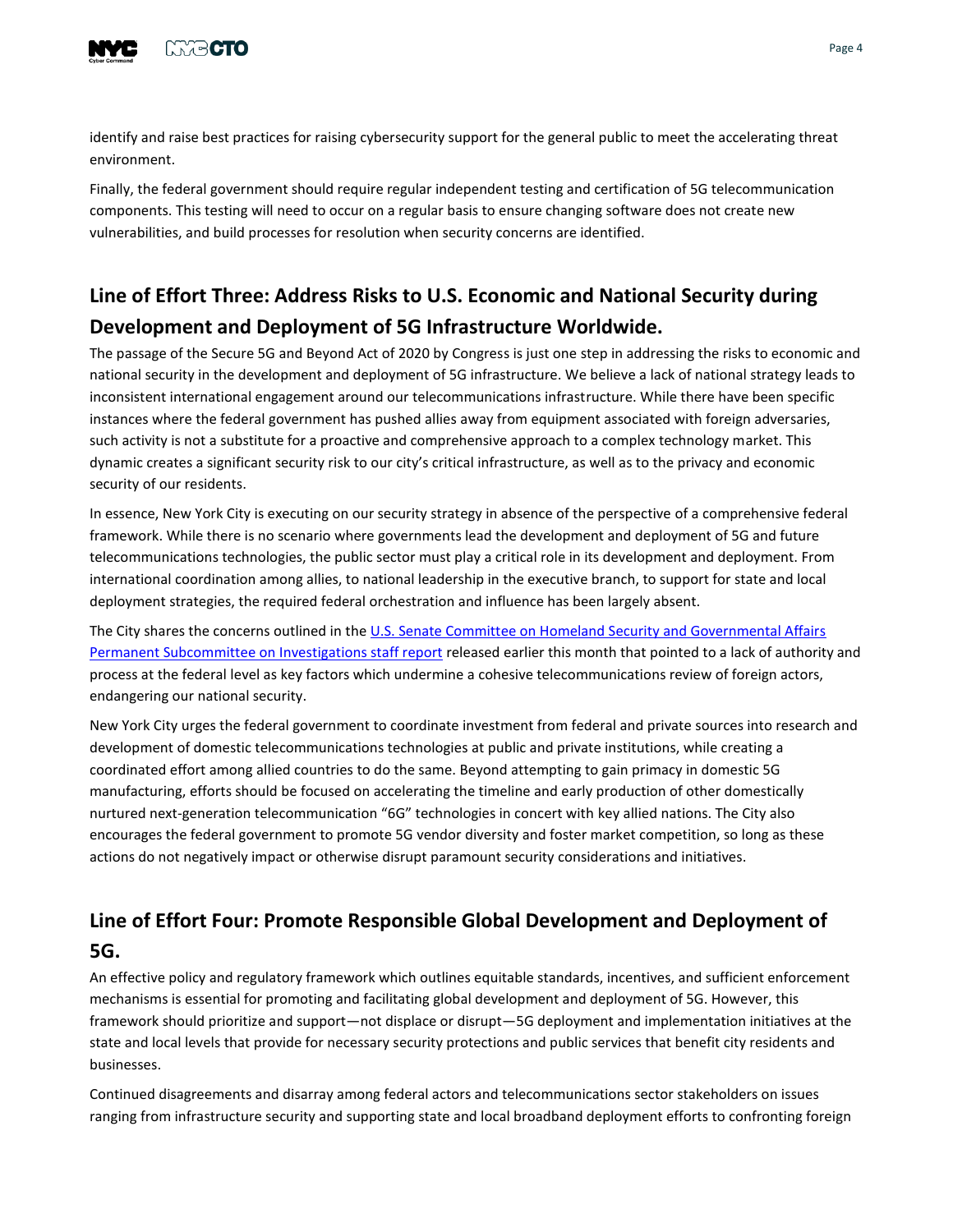identify and raise best practices for raising cybersecurity support for the general public to meet the accelerating threat environment.

Finally, the federal government should require regular independent testing and certification of 5G telecommunication components. This testing will need to occur on a regular basis to ensure changing software does not create new vulnerabilities, and build processes for resolution when security concerns are identified.

## Line of Effort Three: Address Risks to U.S. Economic and National Security during Development and Deployment of 5G Infrastructure Worldwide.

The passage of the Secure 5G and Beyond Act of 2020 by Congress is just one step in addressing the risks to economic and national security in the development and deployment of 5G infrastructure. We believe a lack of national strategy leads to inconsistent international engagement around our telecommunications infrastructure. While there have been specific instances where the federal government has pushed allies away from equipment associated with foreign adversaries, such activity is not a substitute for a proactive and comprehensive approach to a complex technology market. This dynamic creates a significant security risk to our city's critical infrastructure, as well as to the privacy and economic security of our residents.

In essence, New York City is executing on our security strategy in absence of the perspective of a comprehensive federal framework. While there is no scenario where governments lead the development and deployment of 5G and future telecommunications technologies, the public sector must play a critical role in its development and deployment. From international coordination among allies, to national leadership in the executive branch, to support for state and local deployment strategies, the required federal orchestration and influence has been largely absent.

The City shares the concerns outlined in the U.S. Senate Committee on Homeland Security and Governmental Affairs Permanent Subcommittee on Investigations staff report released earlier this month that pointed to a lack of authority and process at the federal level as key factors which undermine a cohesive telecommunications review of foreign actors, endangering our national security.

New York City urges the federal government to coordinate investment from federal and private sources into research and development of domestic telecommunications technologies at public and private institutions, while creating a coordinated effort among allied countries to do the same. Beyond attempting to gain primacy in domestic 5G manufacturing, efforts should be focused on accelerating the timeline and early production of other domestically nurtured next-generation telecommunication "6G" technologies in concert with key allied nations. The City also encourages the federal government to promote 5G vendor diversity and foster market competition, so long as these actions do not negatively impact or otherwise disrupt paramount security considerations and initiatives.

## Line of Effort Four: Promote Responsible Global Development and Deployment of 5G.

An effective policy and regulatory framework which outlines equitable standards, incentives, and sufficient enforcement mechanisms is essential for promoting and facilitating global development and deployment of 5G. However, this framework should prioritize and support—not displace or disrupt—5G deployment and implementation initiatives at the state and local levels that provide for necessary security protections and public services that benefit city residents and businesses.

Continued disagreements and disarray among federal actors and telecommunications sector stakeholders on issues ranging from infrastructure security and supporting state and local broadband deployment efforts to confronting foreign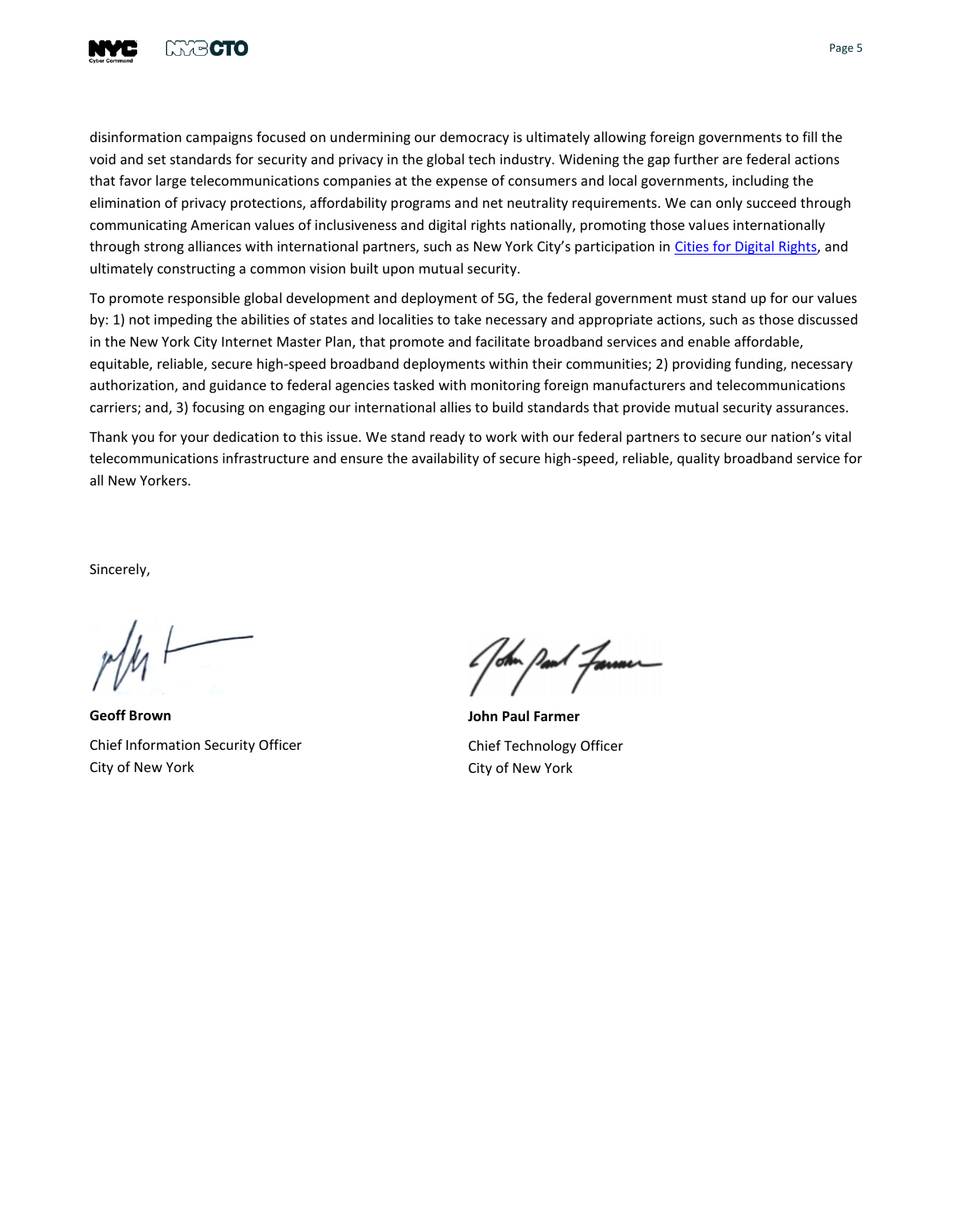disinformation campaigns focused on undermining our democracy is ultimately allowing foreign governments to fill the void and set standards for security and privacy in the global tech industry. Widening the gap further are federal actions that favor large telecommunications companies at the expense of consumers and local governments, including the elimination of privacy protections, affordability programs and net neutrality requirements. We can only succeed through communicating American values of inclusiveness and digital rights nationally, promoting those values internationally through strong alliances with international partners, such as New York City's participation in Cities for Digital Rights, and ultimately constructing a common vision built upon mutual security.

To promote responsible global development and deployment of 5G, the federal government must stand up for our values by: 1) not impeding the abilities of states and localities to take necessary and appropriate actions, such as those discussed in the New York City Internet Master Plan, that promote and facilitate broadband services and enable affordable, equitable, reliable, secure high-speed broadband deployments within their communities; 2) providing funding, necessary authorization, and guidance to federal agencies tasked with monitoring foreign manufacturers and telecommunications carriers; and, 3) focusing on engaging our international allies to build standards that provide mutual security assurances.

Thank you for your dedication to this issue. We stand ready to work with our federal partners to secure our nation's vital telecommunications infrastructure and ensure the availability of secure high-speed, reliable, quality broadband service for all New Yorkers.

Sincerely,

**Geoff Brown**
Chief Information Security Officer
City of New York

**John Paul Farmer**
Chief Technology Officer
City of New York